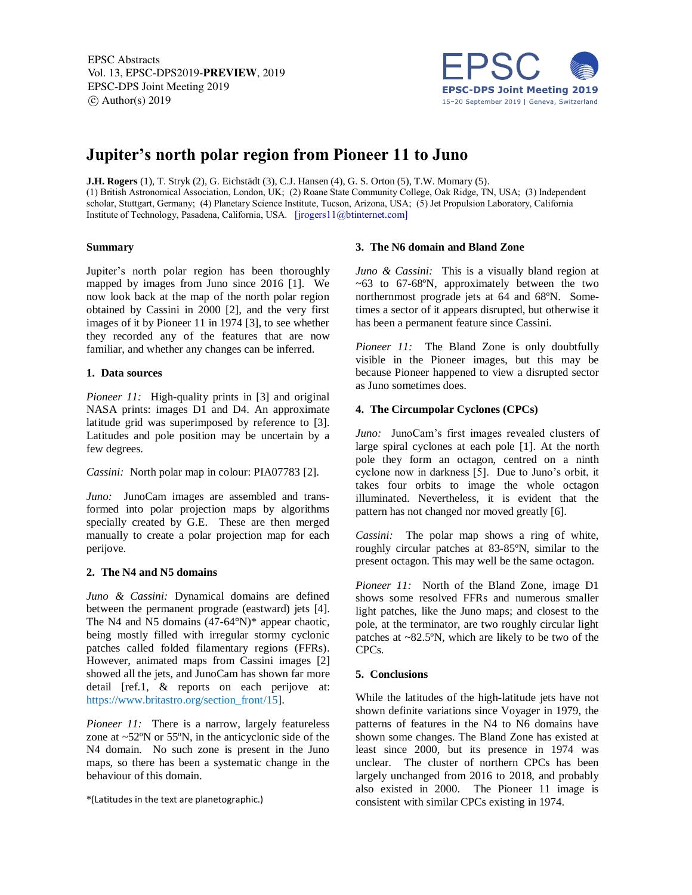EPSC Abstracts
Vol. 13, EPSC-DPS2019-**PREVIEW**, 2019
EPSC-DPS Joint Meeting 2019
© Author(s) 2019

# Jupiter's north polar region from Pioneer 11 to Juno

**J.H. Rogers** (1), T. Stryk (2), G. Eichstädt (3), C.J. Hansen (4), G. S. Orton (5), T.W. Momary (5).
(1) British Astronomical Association, London, UK; (2) Roane State Community College, Oak Ridge, TN, USA; (3) Independent scholar, Stuttgart, Germany; (4) Planetary Science Institute, Tucson, Arizona, USA; (5) Jet Propulsion Laboratory, California Institute of Technology, Pasadena, California, USA. [jrogers11@btinternet.com]

## Summary

Jupiter's north polar region has been thoroughly mapped by images from Juno since 2016 [1]. We now look back at the map of the north polar region obtained by Cassini in 2000 [2], and the very first images of it by Pioneer 11 in 1974 [3], to see whether they recorded any of the features that are now familiar, and whether any changes can be inferred.

## 1. Data sources

*Pioneer 11:* High-quality prints in [3] and original NASA prints: images D1 and D4. An approximate latitude grid was superimposed by reference to [3]. Latitudes and pole position may be uncertain by a few degrees.

*Cassini:* North polar map in colour: PIA07783 [2].

*Juno:* JunoCam images are assembled and transformed into polar projection maps by algorithms specially created by G.E. These are then merged manually to create a polar projection map for each perijove.

## 2. The N4 and N5 domains

*Juno & Cassini:* Dynamical domains are defined between the permanent prograde (eastward) jets [4]. The N4 and N5 domains (47-64°N)* appear chaotic, being mostly filled with irregular stormy cyclonic patches called folded filamentary regions (FFRs). However, animated maps from Cassini images [2] showed all the jets, and JunoCam has shown far more detail [ref.1, & reports on each perijove at: https://www.britastro.org/section_front/15].

*Pioneer 11:* There is a narrow, largely featureless zone at ~52ºN or 55ºN, in the anticyclonic side of the N4 domain. No such zone is present in the Juno maps, so there has been a systematic change in the behaviour of this domain.

*(Latitudes in the text are planetographic.)

## 3. The N6 domain and Bland Zone

*Juno & Cassini:* This is a visually bland region at ~63 to 67-68ºN, approximately between the two northernmost prograde jets at 64 and 68ºN. Sometimes a sector of it appears disrupted, but otherwise it has been a permanent feature since Cassini.

*Pioneer 11:* The Bland Zone is only doubtfully visible in the Pioneer images, but this may be because Pioneer happened to view a disrupted sector as Juno sometimes does.

## 4. The Circumpolar Cyclones (CPCs)

*Juno:* JunoCam's first images revealed clusters of large spiral cyclones at each pole [1]. At the north pole they form an octagon, centred on a ninth cyclone now in darkness [5]. Due to Juno's orbit, it takes four orbits to image the whole octagon illuminated. Nevertheless, it is evident that the pattern has not changed nor moved greatly [6].

*Cassini:* The polar map shows a ring of white, roughly circular patches at 83-85ºN, similar to the present octagon. This may well be the same octagon.

*Pioneer 11:* North of the Bland Zone, image D1 shows some resolved FFRs and numerous smaller light patches, like the Juno maps; and closest to the pole, at the terminator, are two roughly circular light patches at ~82.5ºN, which are likely to be two of the CPCs.

## 5. Conclusions

While the latitudes of the high-latitude jets have not shown definite variations since Voyager in 1979, the patterns of features in the N4 to N6 domains have shown some changes. The Bland Zone has existed at least since 2000, but its presence in 1974 was unclear. The cluster of northern CPCs has been largely unchanged from 2016 to 2018, and probably also existed in 2000. The Pioneer 11 image is consistent with similar CPCs existing in 1974.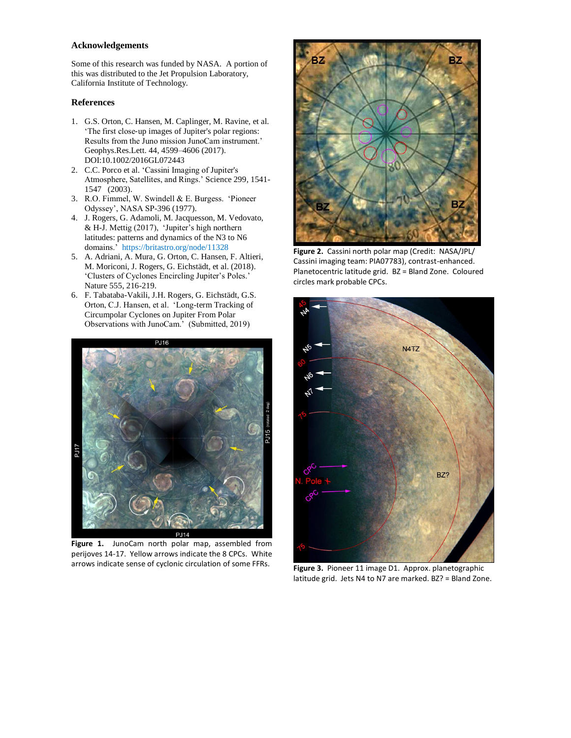## Acknowledgements

Some of this research was funded by NASA. A portion of this was distributed to the Jet Propulsion Laboratory, California Institute of Technology.

## References

1. G.S. Orton, C. Hansen, M. Caplinger, M. Ravine, et al. 'The first close-up images of Jupiter's polar regions: Results from the Juno mission JunoCam instrument.' Geophys.Res.Lett. 44, 4599–4606 (2017). DOI:10.1002/2016GL072443
2. C.C. Porco et al. 'Cassini Imaging of Jupiter's Atmosphere, Satellites, and Rings.' Science 299, 1541-1547 (2003).
3. R.O. Fimmel, W. Swindell & E. Burgess. 'Pioneer Odyssey', NASA SP-396 (1977).
4. J. Rogers, G. Adamoli, M. Jacquesson, M. Vedovato, & H-J. Mettig (2017), 'Jupiter's high northern latitudes: patterns and dynamics of the N3 to N6 domains.' https://britastro.org/node/11328
5. A. Adriani, A. Mura, G. Orton, C. Hansen, F. Altieri, M. Moriconi, J. Rogers, G. Eichstädt, et al. (2018). 'Clusters of Cyclones Encircling Jupiter's Poles.' Nature 555, 216-219.
6. F. Tabataba-Vakili, J.H. Rogers, G. Eichstädt, G.S. Orton, C.J. Hansen, et al. 'Long-term Tracking of Circumpolar Cyclones on Jupiter From Polar Observations with JunoCam.' (Submitted, 2019)

**Figure 1.** JunoCam north polar map, assembled from perijoves 14-17. Yellow arrows indicate the 8 CPCs. White arrows indicate sense of cyclonic circulation of some FFRs.

**Figure 2.** Cassini north polar map (Credit: NASA/JPL/Cassini imaging team: PIA07783), contrast-enhanced. Planetocentric latitude grid. BZ = Bland Zone. Coloured circles mark probable CPCs.

**Figure 3.** Pioneer 11 image D1. Approx. planetographic latitude grid. Jets N4 to N7 are marked. BZ? = Bland Zone.